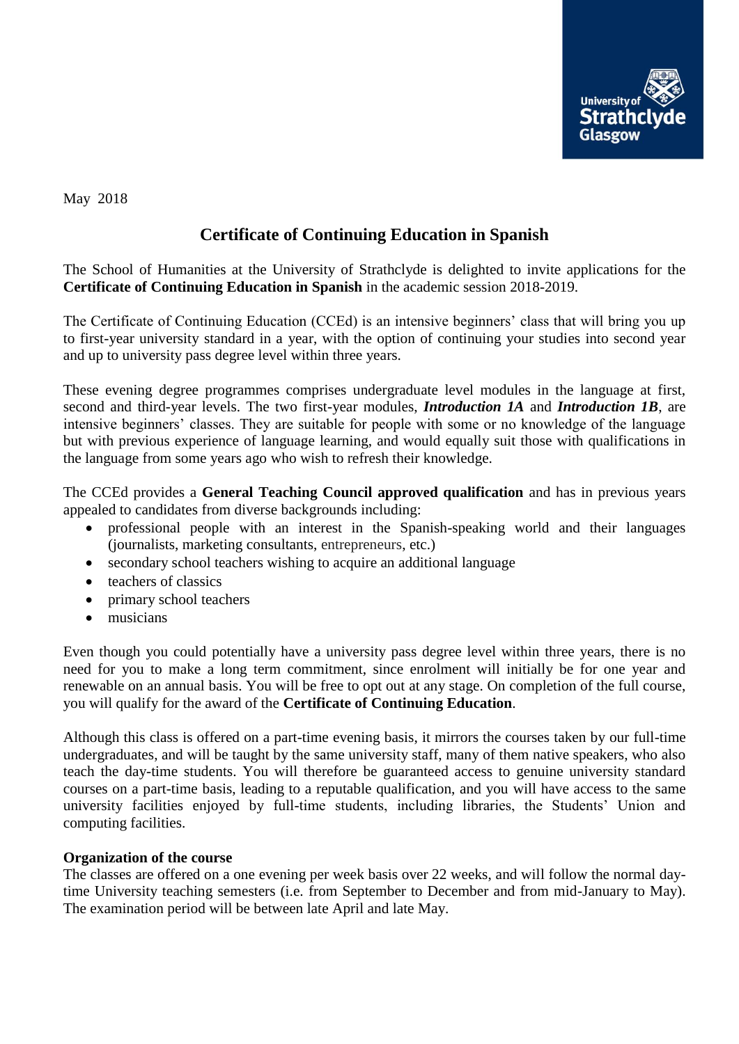May 2018

# Certificate of Continuing Education in Spanish

The School of Humanities at the University of Strathclyde is delighted to invite applications for the **Certificate of Continuing Education in Spanish** in the academic session 2018-2019.

The Certificate of Continuing Education (CCEd) is an intensive beginners' class that will bring you up to first-year university standard in a year, with the option of continuing your studies into second year and up to university pass degree level within three years.

These evening degree programmes comprises undergraduate level modules in the language at first, second and third-year levels. The two first-year modules, ***Introduction 1A*** and ***Introduction 1B***, are intensive beginners' classes. They are suitable for people with some or no knowledge of the language but with previous experience of language learning, and would equally suit those with qualifications in the language from some years ago who wish to refresh their knowledge.

The CCEd provides a **General Teaching Council approved qualification** and has in previous years appealed to candidates from diverse backgrounds including:

- professional people with an interest in the Spanish-speaking world and their languages (journalists, marketing consultants, entrepreneurs, etc.)
- secondary school teachers wishing to acquire an additional language
- teachers of classics
- primary school teachers
- musicians

Even though you could potentially have a university pass degree level within three years, there is no need for you to make a long term commitment, since enrolment will initially be for one year and renewable on an annual basis. You will be free to opt out at any stage. On completion of the full course, you will qualify for the award of the **Certificate of Continuing Education**.

Although this class is offered on a part-time evening basis, it mirrors the courses taken by our full-time undergraduates, and will be taught by the same university staff, many of them native speakers, who also teach the day-time students. You will therefore be guaranteed access to genuine university standard courses on a part-time basis, leading to a reputable qualification, and you will have access to the same university facilities enjoyed by full-time students, including libraries, the Students' Union and computing facilities.

**Organization of the course**

The classes are offered on a one evening per week basis over 22 weeks, and will follow the normal day-time University teaching semesters (i.e. from September to December and from mid-January to May). The examination period will be between late April and late May.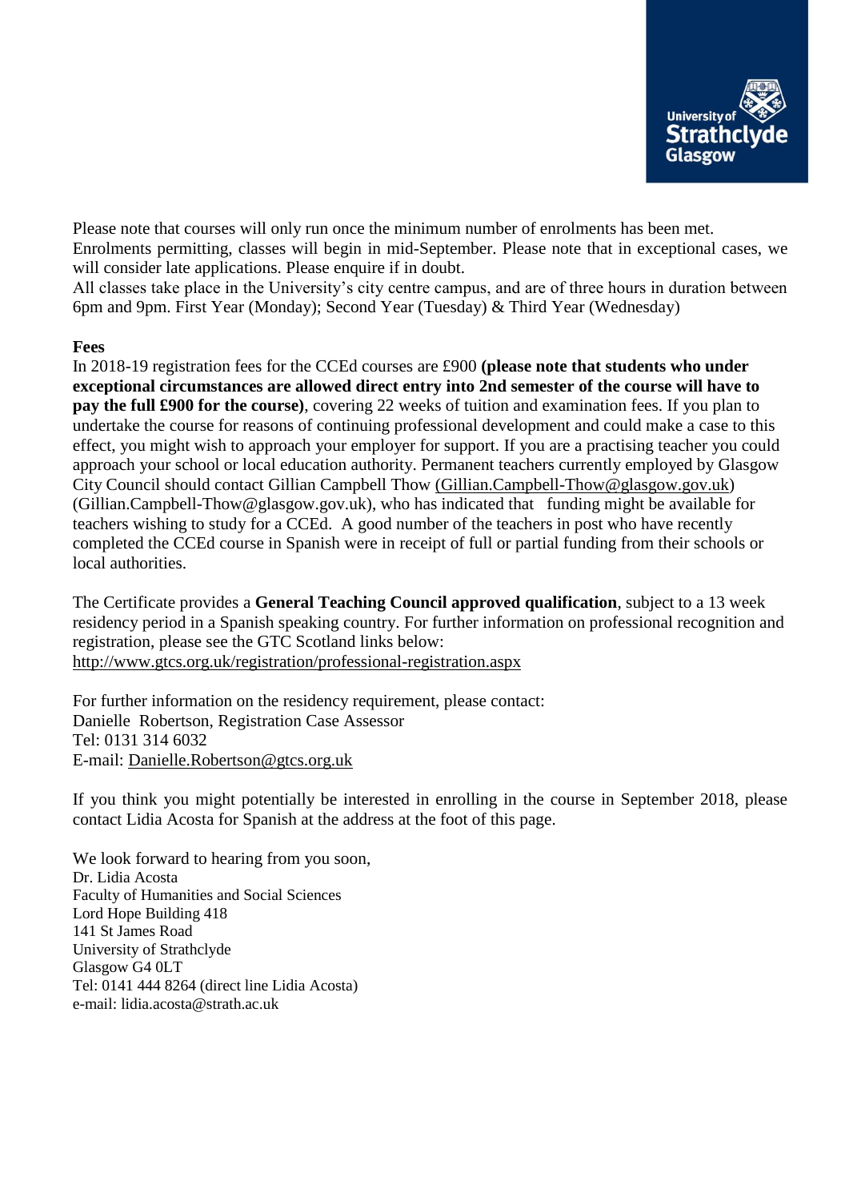Please note that courses will only run once the minimum number of enrolments has been met. Enrolments permitting, classes will begin in mid-September. Please note that in exceptional cases, we will consider late applications. Please enquire if in doubt.
All classes take place in the University's city centre campus, and are of three hours in duration between 6pm and 9pm. First Year (Monday); Second Year (Tuesday) & Third Year (Wednesday)

**Fees**
In 2018-19 registration fees for the CCEd courses are £900 **(please note that students who under exceptional circumstances are allowed direct entry into 2nd semester of the course will have to pay the full £900 for the course)**, covering 22 weeks of tuition and examination fees. If you plan to undertake the course for reasons of continuing professional development and could make a case to this effect, you might wish to approach your employer for support. If you are a practising teacher you could approach your school or local education authority. Permanent teachers currently employed by Glasgow City Council should contact Gillian Campbell Thow (Gillian.Campbell-Thow@glasgow.gov.uk) (Gillian.Campbell-Thow@glasgow.gov.uk), who has indicated that funding might be available for teachers wishing to study for a CCEd. A good number of the teachers in post who have recently completed the CCEd course in Spanish were in receipt of full or partial funding from their schools or local authorities.

The Certificate provides a **General Teaching Council approved qualification**, subject to a 13 week residency period in a Spanish speaking country. For further information on professional recognition and registration, please see the GTC Scotland links below:
http://www.gtcs.org.uk/registration/professional-registration.aspx

For further information on the residency requirement, please contact:
Danielle Robertson, Registration Case Assessor
Tel: 0131 314 6032
E-mail: Danielle.Robertson@gtcs.org.uk

If you think you might potentially be interested in enrolling in the course in September 2018, please contact Lidia Acosta for Spanish at the address at the foot of this page.

We look forward to hearing from you soon,
Dr. Lidia Acosta
Faculty of Humanities and Social Sciences
Lord Hope Building 418
141 St James Road
University of Strathclyde
Glasgow G4 0LT
Tel: 0141 444 8264 (direct line Lidia Acosta)
e-mail: lidia.acosta@strath.ac.uk